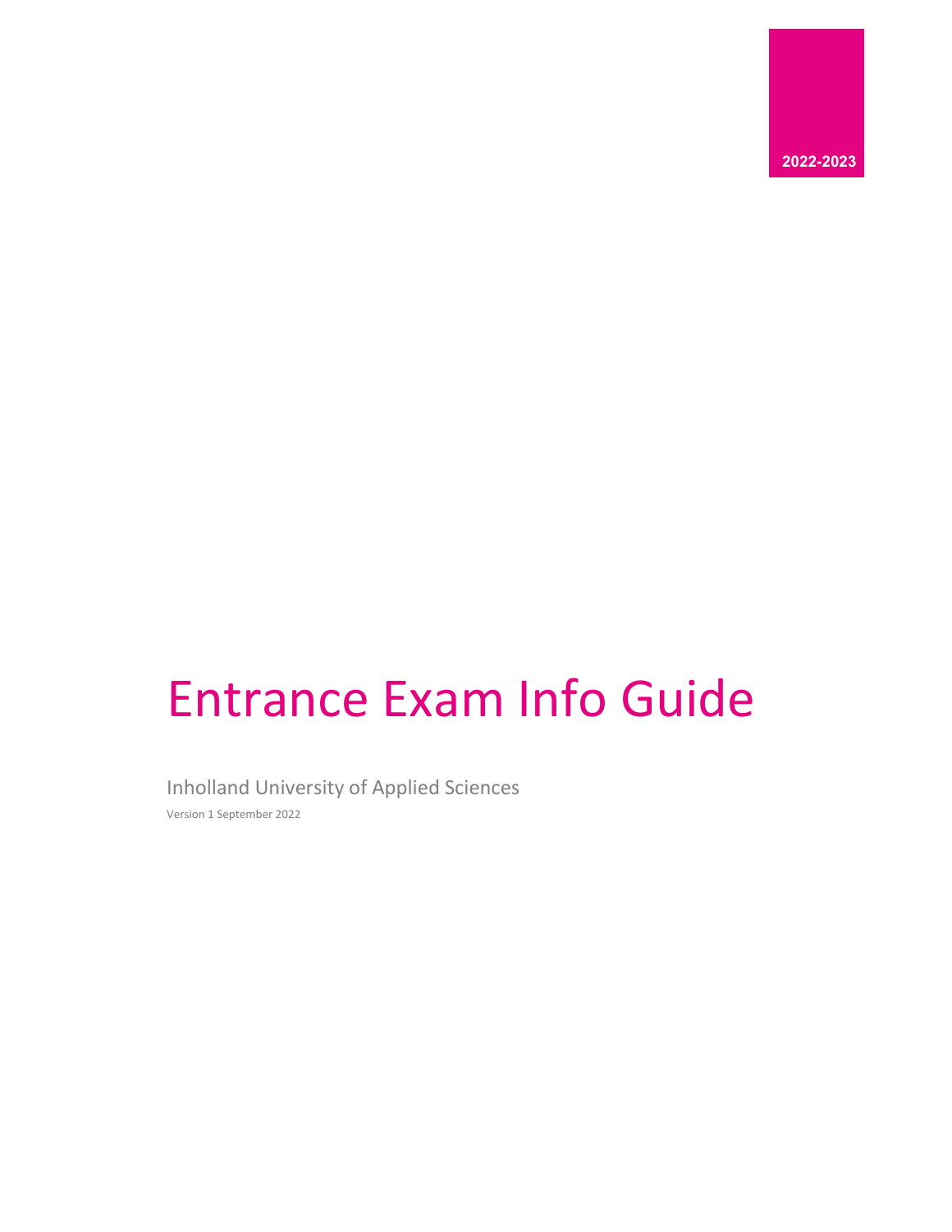2022-2023

# Entrance Exam Info Guide

Inholland University of Applied Sciences

Version 1 September 2022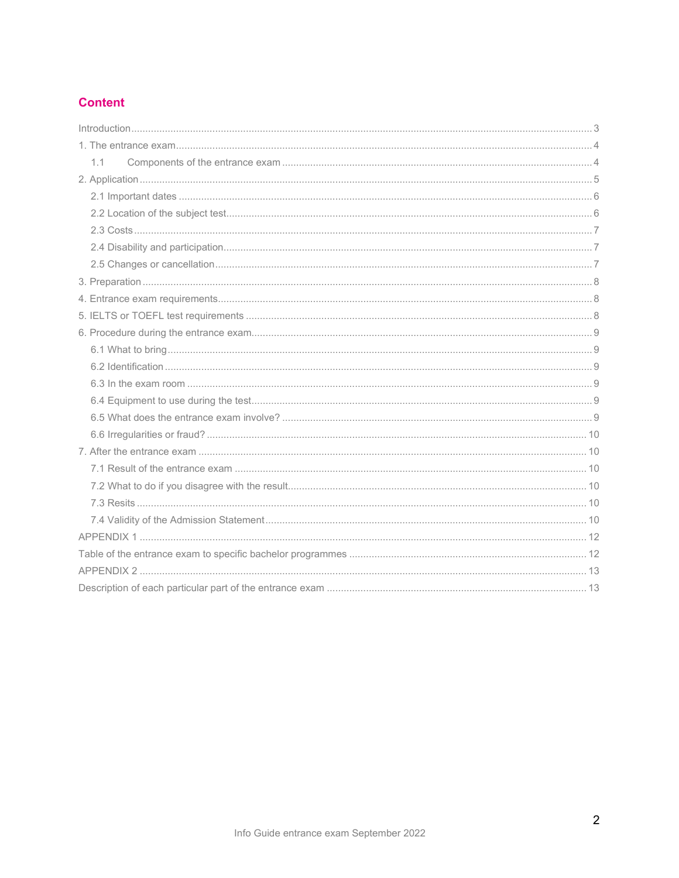# Content

Introduction ........ 3
1. The entrance exam ........ 4
   1.1 Components of the entrance exam ........ 4
2. Application ........ 5
   2.1 Important dates ........ 6
   2.2 Location of the subject test ........ 6
   2.3 Costs ........ 7
   2.4 Disability and participation ........ 7
   2.5 Changes or cancellation ........ 7
3. Preparation ........ 8
4. Entrance exam requirements ........ 8
5. IELTS or TOEFL test requirements ........ 8
6. Procedure during the entrance exam ........ 9
   6.1 What to bring ........ 9
   6.2 Identification ........ 9
   6.3 In the exam room ........ 9
   6.4 Equipment to use during the test ........ 9
   6.5 What does the entrance exam involve? ........ 9
   6.6 Irregularities or fraud? ........ 10
7. After the entrance exam ........ 10
   7.1 Result of the entrance exam ........ 10
   7.2 What to do if you disagree with the result ........ 10
   7.3 Resits ........ 10
   7.4 Validity of the Admission Statement ........ 10

APPENDIX 1 ........ 12
Table of the entrance exam to specific bachelor programmes ........ 12
APPENDIX 2 ........ 13
Description of each particular part of the entrance exam ........ 13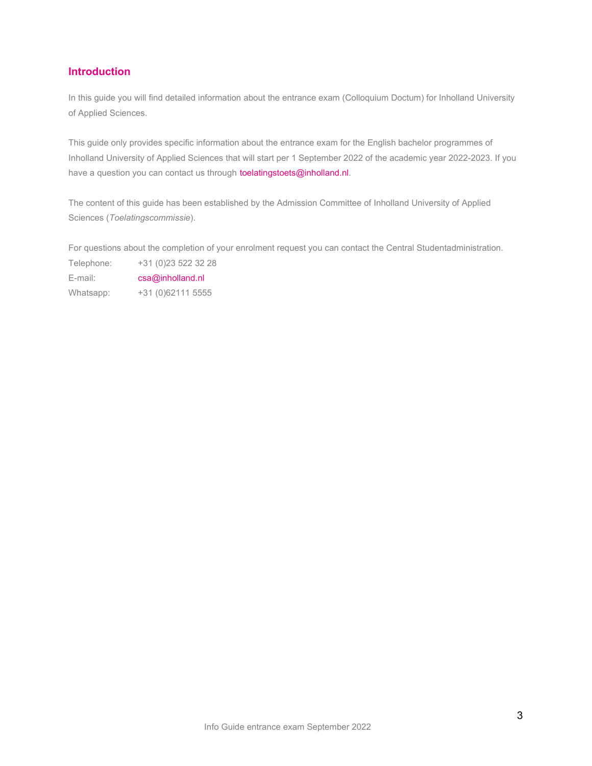## Introduction

In this guide you will find detailed information about the entrance exam (Colloquium Doctum) for Inholland University of Applied Sciences.

This guide only provides specific information about the entrance exam for the English bachelor programmes of Inholland University of Applied Sciences that will start per 1 September 2022 of the academic year 2022-2023. If you have a question you can contact us through toelatingstoets@inholland.nl.

The content of this guide has been established by the Admission Committee of Inholland University of Applied Sciences (*Toelatingscommissie*).

For questions about the completion of your enrolment request you can contact the Central Studentadministration.

Telephone: +31 (0)23 522 32 28
E-mail: csa@inholland.nl
Whatsapp: +31 (0)62111 5555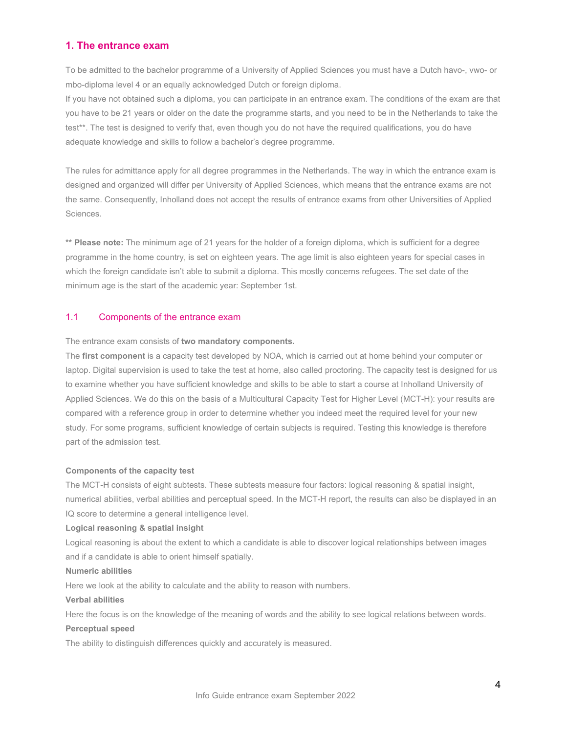## 1. The entrance exam

To be admitted to the bachelor programme of a University of Applied Sciences you must have a Dutch havo-, vwo- or mbo-diploma level 4 or an equally acknowledged Dutch or foreign diploma.
If you have not obtained such a diploma, you can participate in an entrance exam. The conditions of the exam are that you have to be 21 years or older on the date the programme starts, and you need to be in the Netherlands to take the test**. The test is designed to verify that, even though you do not have the required qualifications, you do have adequate knowledge and skills to follow a bachelor's degree programme.

The rules for admittance apply for all degree programmes in the Netherlands. The way in which the entrance exam is designed and organized will differ per University of Applied Sciences, which means that the entrance exams are not the same. Consequently, Inholland does not accept the results of entrance exams from other Universities of Applied Sciences.

** **Please note:** The minimum age of 21 years for the holder of a foreign diploma, which is sufficient for a degree programme in the home country, is set on eighteen years. The age limit is also eighteen years for special cases in which the foreign candidate isn't able to submit a diploma. This mostly concerns refugees. The set date of the minimum age is the start of the academic year: September 1st.

### 1.1 Components of the entrance exam

The entrance exam consists of **two mandatory components.**
The **first component** is a capacity test developed by NOA, which is carried out at home behind your computer or laptop. Digital supervision is used to take the test at home, also called proctoring. The capacity test is designed for us to examine whether you have sufficient knowledge and skills to be able to start a course at Inholland University of Applied Sciences. We do this on the basis of a Multicultural Capacity Test for Higher Level (MCT-H): your results are compared with a reference group in order to determine whether you indeed meet the required level for your new study. For some programs, sufficient knowledge of certain subjects is required. Testing this knowledge is therefore part of the admission test.

**Components of the capacity test**
The MCT-H consists of eight subtests. These subtests measure four factors: logical reasoning & spatial insight, numerical abilities, verbal abilities and perceptual speed. In the MCT-H report, the results can also be displayed in an IQ score to determine a general intelligence level.

**Logical reasoning & spatial insight**
Logical reasoning is about the extent to which a candidate is able to discover logical relationships between images and if a candidate is able to orient himself spatially.

**Numeric abilities**
Here we look at the ability to calculate and the ability to reason with numbers.

**Verbal abilities**
Here the focus is on the knowledge of the meaning of words and the ability to see logical relations between words.

**Perceptual speed**
The ability to distinguish differences quickly and accurately is measured.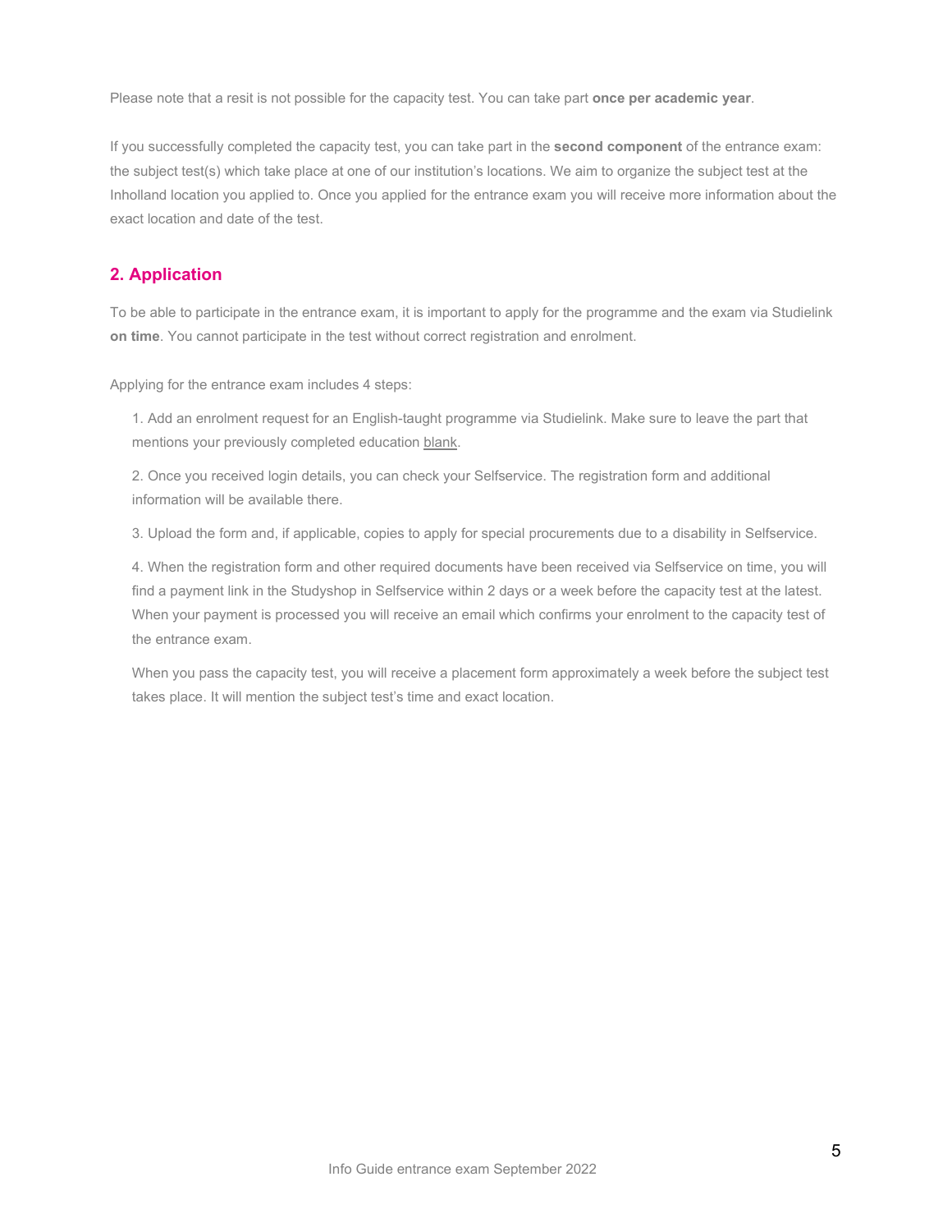Please note that a resit is not possible for the capacity test. You can take part **once per academic year**.

If you successfully completed the capacity test, you can take part in the **second component** of the entrance exam: the subject test(s) which take place at one of our institution's locations. We aim to organize the subject test at the Inholland location you applied to. Once you applied for the entrance exam you will receive more information about the exact location and date of the test.

## 2. Application

To be able to participate in the entrance exam, it is important to apply for the programme and the exam via Studielink **on time**. You cannot participate in the test without correct registration and enrolment.

Applying for the entrance exam includes 4 steps:

1. Add an enrolment request for an English-taught programme via Studielink. Make sure to leave the part that mentions your previously completed education blank.
2. Once you received login details, you can check your Selfservice. The registration form and additional information will be available there.
3. Upload the form and, if applicable, copies to apply for special procurements due to a disability in Selfservice.
4. When the registration form and other required documents have been received via Selfservice on time, you will find a payment link in the Studyshop in Selfservice within 2 days or a week before the capacity test at the latest. When your payment is processed you will receive an email which confirms your enrolment to the capacity test of the entrance exam.

When you pass the capacity test, you will receive a placement form approximately a week before the subject test takes place. It will mention the subject test's time and exact location.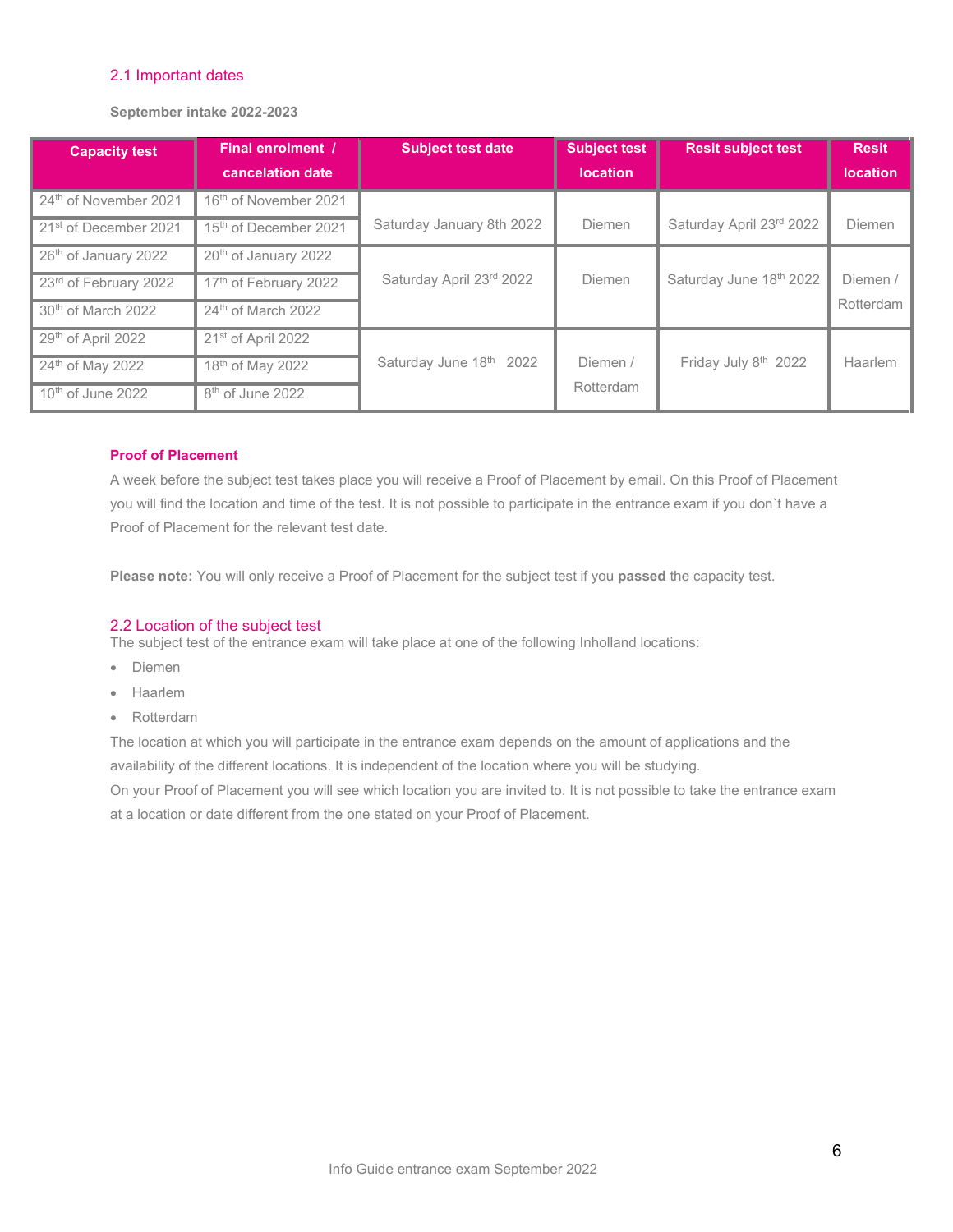## 2.1 Important dates

**September intake 2022-2023**

| Capacity test | Final enrolment / cancelation date | Subject test date | Subject test location | Resit subject test | Resit location |
|---|---|---|---|---|---|
| 24th of November 2021 | 16th of November 2021 | Saturday January 8th 2022 | Diemen | Saturday April 23rd 2022 | Diemen |
| 21st of December 2021 | 15th of December 2021 | | | | |
| 26th of January 2022 | 20th of January 2022 | Saturday April 23rd 2022 | Diemen | Saturday June 18th 2022 | Diemen / Rotterdam |
| 23rd of February 2022 | 17th of February 2022 | | | | |
| 30th of March 2022 | 24th of March 2022 | | | | |
| 29th of April 2022 | 21st of April 2022 | Saturday June 18th 2022 | Diemen / Rotterdam | Friday July 8th 2022 | Haarlem |
| 24th of May 2022 | 18th of May 2022 | | | | |
| 10th of June 2022 | 8th of June 2022 | | | | |

**Proof of Placement**

A week before the subject test takes place you will receive a Proof of Placement by email. On this Proof of Placement you will find the location and time of the test. It is not possible to participate in the entrance exam if you don`t have a Proof of Placement for the relevant test date.

**Please note:** You will only receive a Proof of Placement for the subject test if you **passed** the capacity test.

## 2.2 Location of the subject test

The subject test of the entrance exam will take place at one of the following Inholland locations:

- Diemen
- Haarlem
- Rotterdam

The location at which you will participate in the entrance exam depends on the amount of applications and the availability of the different locations. It is independent of the location where you will be studying.

On your Proof of Placement you will see which location you are invited to. It is not possible to take the entrance exam at a location or date different from the one stated on your Proof of Placement.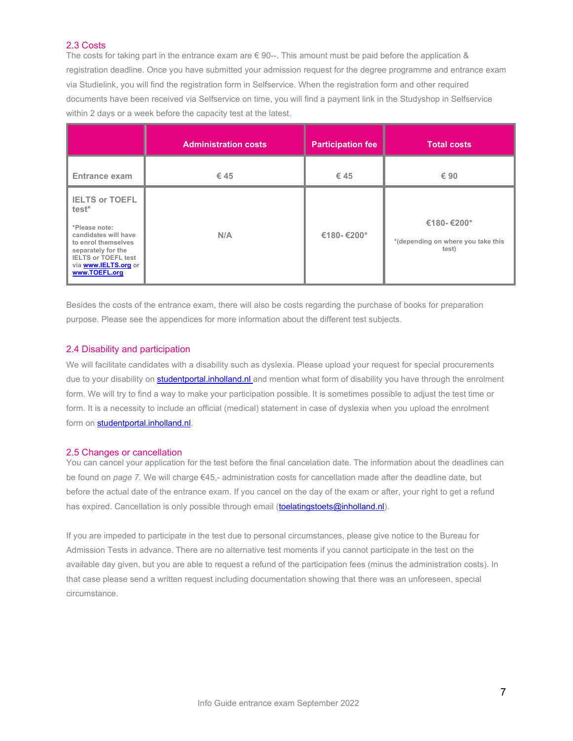## 2.3 Costs

The costs for taking part in the entrance exam are € 90--. This amount must be paid before the application & registration deadline. Once you have submitted your admission request for the degree programme and entrance exam via Studielink, you will find the registration form in Selfservice. When the registration form and other required documents have been received via Selfservice on time, you will find a payment link in the Studyshop in Selfservice within 2 days or a week before the capacity test at the latest.

| | Administration costs | Participation fee | Total costs |
|---|---|---|---|
| **Entrance exam** | **€ 45** | **€ 45** | **€ 90** |
| **IELTS or TOEFL test*** <br> *Please note: candidates will have to enrol themselves separately for the IELTS or TOEFL test via www.IELTS.org or www.TOEFL.org | **N/A** | **€180- €200*** | **€180- €200*** <br> *(depending on where you take this test) |

Besides the costs of the entrance exam, there will also be costs regarding the purchase of books for preparation purpose. Please see the appendices for more information about the different test subjects.

## 2.4 Disability and participation

We will facilitate candidates with a disability such as dyslexia. Please upload your request for special procurements due to your disability on studentportal.inholland.nl and mention what form of disability you have through the enrolment form. We will try to find a way to make your participation possible. It is sometimes possible to adjust the test time or form. It is a necessity to include an official (medical) statement in case of dyslexia when you upload the enrolment form on studentportal.inholland.nl.

## 2.5 Changes or cancellation

You can cancel your application for the test before the final cancelation date. The information about the deadlines can be found on *page 7.* We will charge €45,- administration costs for cancellation made after the deadline date, but before the actual date of the entrance exam. If you cancel on the day of the exam or after, your right to get a refund has expired. Cancellation is only possible through email (toelatingstoets@inholland.nl).

If you are impeded to participate in the test due to personal circumstances, please give notice to the Bureau for Admission Tests in advance. There are no alternative test moments if you cannot participate in the test on the available day given, but you are able to request a refund of the participation fees (minus the administration costs). In that case please send a written request including documentation showing that there was an unforeseen, special circumstance.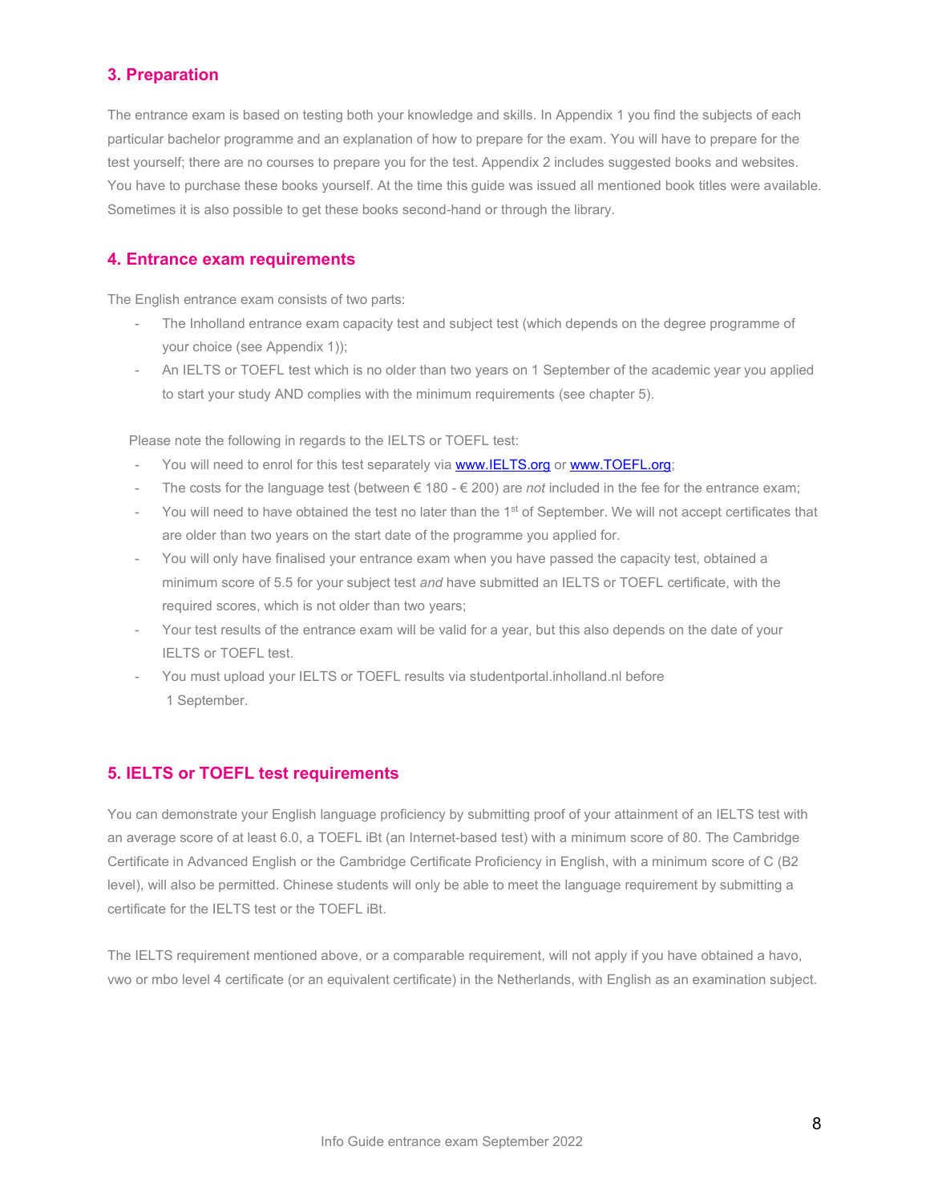## 3. Preparation

The entrance exam is based on testing both your knowledge and skills. In Appendix 1 you find the subjects of each particular bachelor programme and an explanation of how to prepare for the exam. You will have to prepare for the test yourself; there are no courses to prepare you for the test. Appendix 2 includes suggested books and websites. You have to purchase these books yourself. At the time this guide was issued all mentioned book titles were available. Sometimes it is also possible to get these books second-hand or through the library.

## 4. Entrance exam requirements

The English entrance exam consists of two parts:

- The Inholland entrance exam capacity test and subject test (which depends on the degree programme of your choice (see Appendix 1));
- An IELTS or TOEFL test which is no older than two years on 1 September of the academic year you applied to start your study AND complies with the minimum requirements (see chapter 5).

Please note the following in regards to the IELTS or TOEFL test:

- You will need to enrol for this test separately via [www.IELTS.org](www.IELTS.org) or [www.TOEFL.org](www.TOEFL.org);
- The costs for the language test (between € 180 - € 200) are *not* included in the fee for the entrance exam;
- You will need to have obtained the test no later than the 1st of September. We will not accept certificates that are older than two years on the start date of the programme you applied for.
- You will only have finalised your entrance exam when you have passed the capacity test, obtained a minimum score of 5.5 for your subject test *and* have submitted an IELTS or TOEFL certificate, with the required scores, which is not older than two years;
- Your test results of the entrance exam will be valid for a year, but this also depends on the date of your IELTS or TOEFL test.
- You must upload your IELTS or TOEFL results via studentportal.inholland.nl before 1 September.

## 5. IELTS or TOEFL test requirements

You can demonstrate your English language proficiency by submitting proof of your attainment of an IELTS test with an average score of at least 6.0, a TOEFL iBt (an Internet-based test) with a minimum score of 80. The Cambridge Certificate in Advanced English or the Cambridge Certificate Proficiency in English, with a minimum score of C (B2 level), will also be permitted. Chinese students will only be able to meet the language requirement by submitting a certificate for the IELTS test or the TOEFL iBt.

The IELTS requirement mentioned above, or a comparable requirement, will not apply if you have obtained a havo, vwo or mbo level 4 certificate (or an equivalent certificate) in the Netherlands, with English as an examination subject.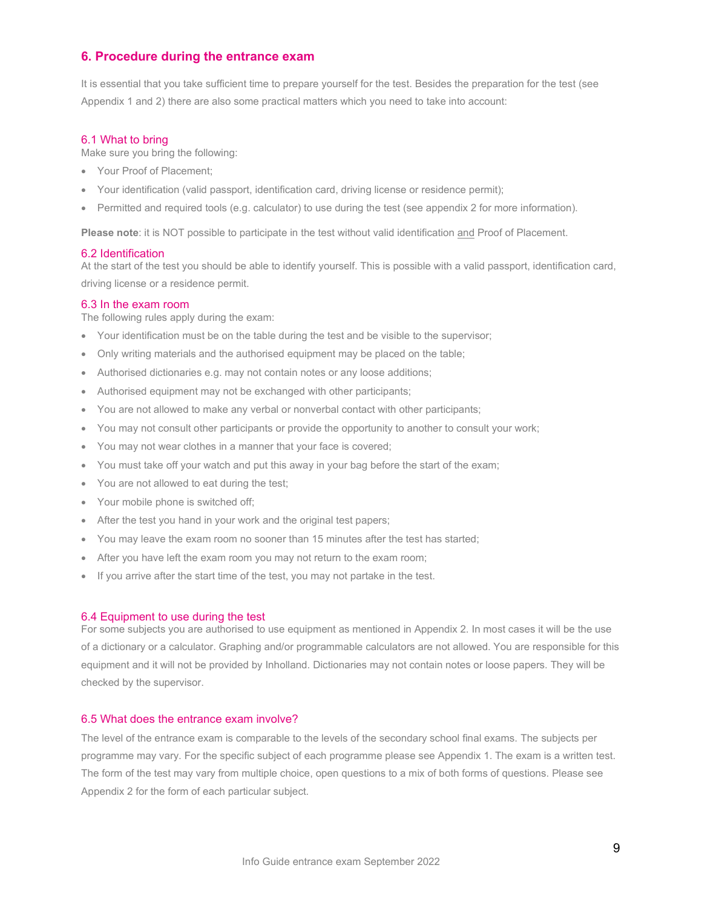## 6. Procedure during the entrance exam

It is essential that you take sufficient time to prepare yourself for the test. Besides the preparation for the test (see Appendix 1 and 2) there are also some practical matters which you need to take into account:

### 6.1 What to bring

Make sure you bring the following:

- Your Proof of Placement;
- Your identification (valid passport, identification card, driving license or residence permit);
- Permitted and required tools (e.g. calculator) to use during the test (see appendix 2 for more information).

**Please note**: it is NOT possible to participate in the test without valid identification and Proof of Placement.

### 6.2 Identification

At the start of the test you should be able to identify yourself. This is possible with a valid passport, identification card, driving license or a residence permit.

### 6.3 In the exam room

The following rules apply during the exam:

- Your identification must be on the table during the test and be visible to the supervisor;
- Only writing materials and the authorised equipment may be placed on the table;
- Authorised dictionaries e.g. may not contain notes or any loose additions;
- Authorised equipment may not be exchanged with other participants;
- You are not allowed to make any verbal or nonverbal contact with other participants;
- You may not consult other participants or provide the opportunity to another to consult your work;
- You may not wear clothes in a manner that your face is covered;
- You must take off your watch and put this away in your bag before the start of the exam;
- You are not allowed to eat during the test;
- Your mobile phone is switched off;
- After the test you hand in your work and the original test papers;
- You may leave the exam room no sooner than 15 minutes after the test has started;
- After you have left the exam room you may not return to the exam room;
- If you arrive after the start time of the test, you may not partake in the test.

### 6.4 Equipment to use during the test

For some subjects you are authorised to use equipment as mentioned in Appendix 2. In most cases it will be the use of a dictionary or a calculator. Graphing and/or programmable calculators are not allowed. You are responsible for this equipment and it will not be provided by Inholland. Dictionaries may not contain notes or loose papers. They will be checked by the supervisor.

### 6.5 What does the entrance exam involve?

The level of the entrance exam is comparable to the levels of the secondary school final exams. The subjects per programme may vary. For the specific subject of each programme please see Appendix 1. The exam is a written test. The form of the test may vary from multiple choice, open questions to a mix of both forms of questions. Please see Appendix 2 for the form of each particular subject.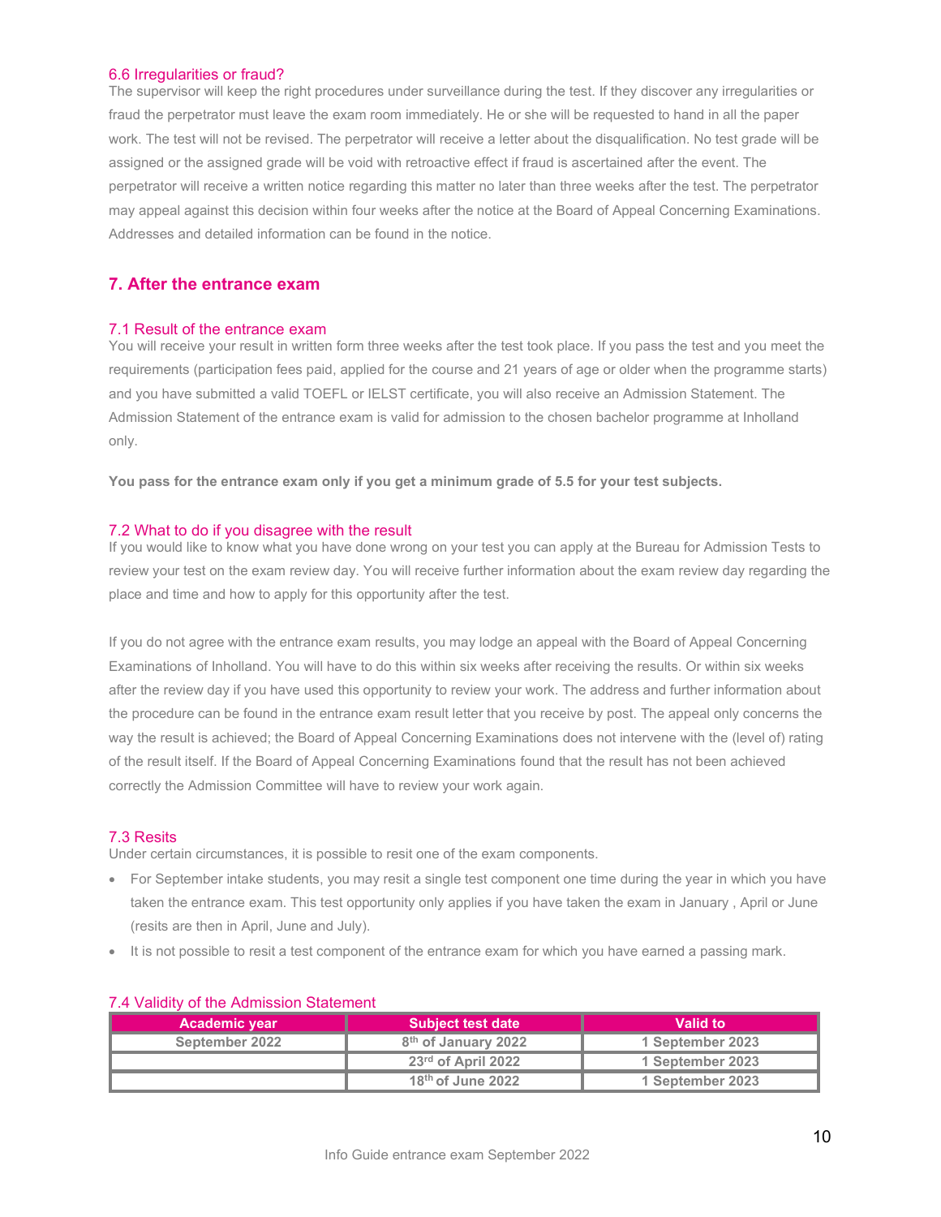### 6.6 Irregularities or fraud?

The supervisor will keep the right procedures under surveillance during the test. If they discover any irregularities or fraud the perpetrator must leave the exam room immediately. He or she will be requested to hand in all the paper work. The test will not be revised. The perpetrator will receive a letter about the disqualification. No test grade will be assigned or the assigned grade will be void with retroactive effect if fraud is ascertained after the event. The perpetrator will receive a written notice regarding this matter no later than three weeks after the test. The perpetrator may appeal against this decision within four weeks after the notice at the Board of Appeal Concerning Examinations. Addresses and detailed information can be found in the notice.

## 7. After the entrance exam

### 7.1 Result of the entrance exam

You will receive your result in written form three weeks after the test took place. If you pass the test and you meet the requirements (participation fees paid, applied for the course and 21 years of age or older when the programme starts) and you have submitted a valid TOEFL or IELST certificate, you will also receive an Admission Statement. The Admission Statement of the entrance exam is valid for admission to the chosen bachelor programme at Inholland only.

**You pass for the entrance exam only if you get a minimum grade of 5.5 for your test subjects.**

### 7.2 What to do if you disagree with the result

If you would like to know what you have done wrong on your test you can apply at the Bureau for Admission Tests to review your test on the exam review day. You will receive further information about the exam review day regarding the place and time and how to apply for this opportunity after the test.

If you do not agree with the entrance exam results, you may lodge an appeal with the Board of Appeal Concerning Examinations of Inholland. You will have to do this within six weeks after receiving the results. Or within six weeks after the review day if you have used this opportunity to review your work. The address and further information about the procedure can be found in the entrance exam result letter that you receive by post. The appeal only concerns the way the result is achieved; the Board of Appeal Concerning Examinations does not intervene with the (level of) rating of the result itself. If the Board of Appeal Concerning Examinations found that the result has not been achieved correctly the Admission Committee will have to review your work again.

### 7.3 Resits

Under certain circumstances, it is possible to resit one of the exam components.

- For September intake students, you may resit a single test component one time during the year in which you have taken the entrance exam. This test opportunity only applies if you have taken the exam in January , April or June (resits are then in April, June and July).
- It is not possible to resit a test component of the entrance exam for which you have earned a passing mark.

### 7.4 Validity of the Admission Statement

| Academic year | Subject test date | Valid to |
|---|---|---|
| September 2022 | 8th of January 2022 | 1 September 2023 |
| | 23rd of April 2022 | 1 September 2023 |
| | 18th of June 2022 | 1 September 2023 |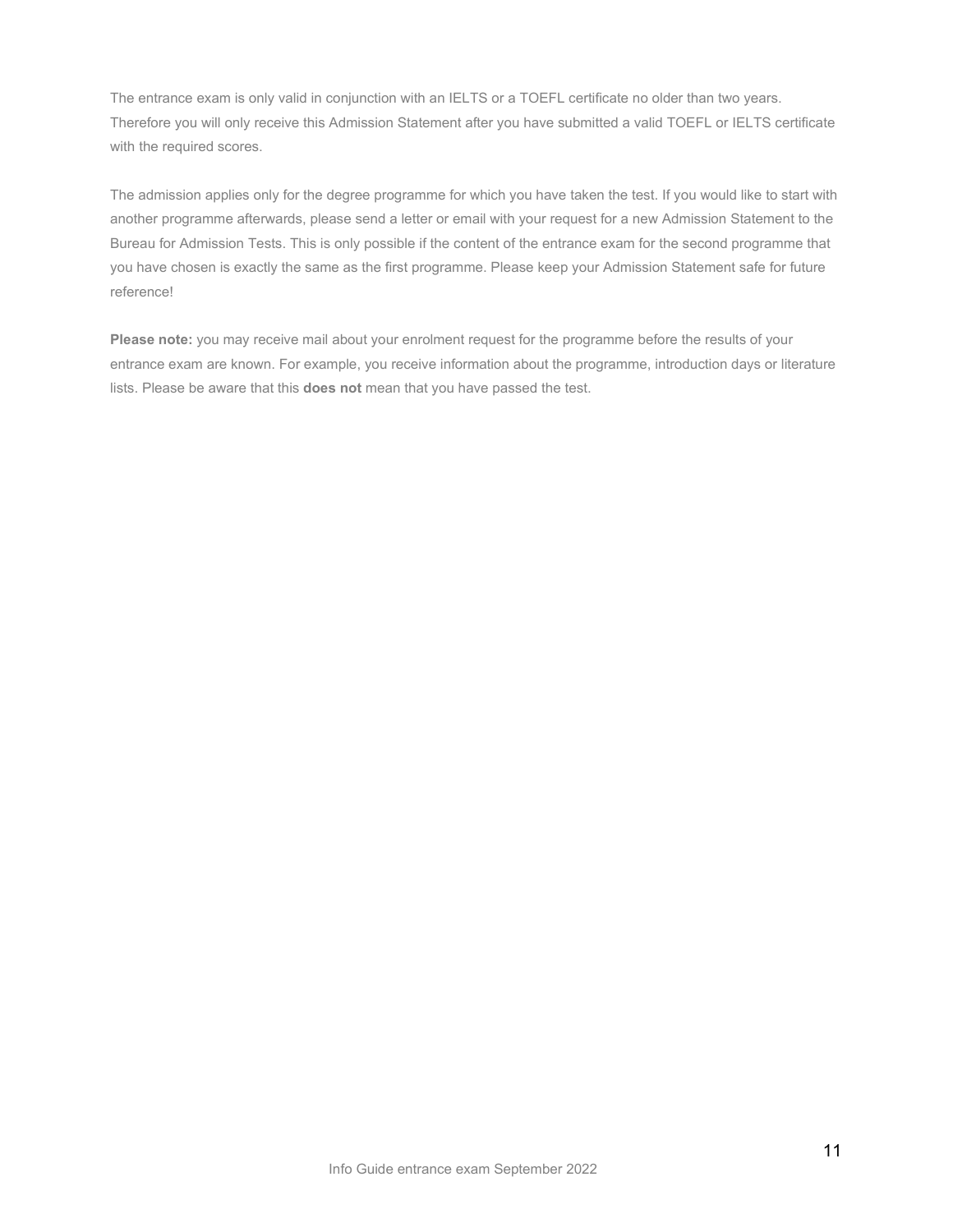The entrance exam is only valid in conjunction with an IELTS or a TOEFL certificate no older than two years. Therefore you will only receive this Admission Statement after you have submitted a valid TOEFL or IELTS certificate with the required scores.

The admission applies only for the degree programme for which you have taken the test. If you would like to start with another programme afterwards, please send a letter or email with your request for a new Admission Statement to the Bureau for Admission Tests. This is only possible if the content of the entrance exam for the second programme that you have chosen is exactly the same as the first programme. Please keep your Admission Statement safe for future reference!

**Please note:** you may receive mail about your enrolment request for the programme before the results of your entrance exam are known. For example, you receive information about the programme, introduction days or literature lists. Please be aware that this **does not** mean that you have passed the test.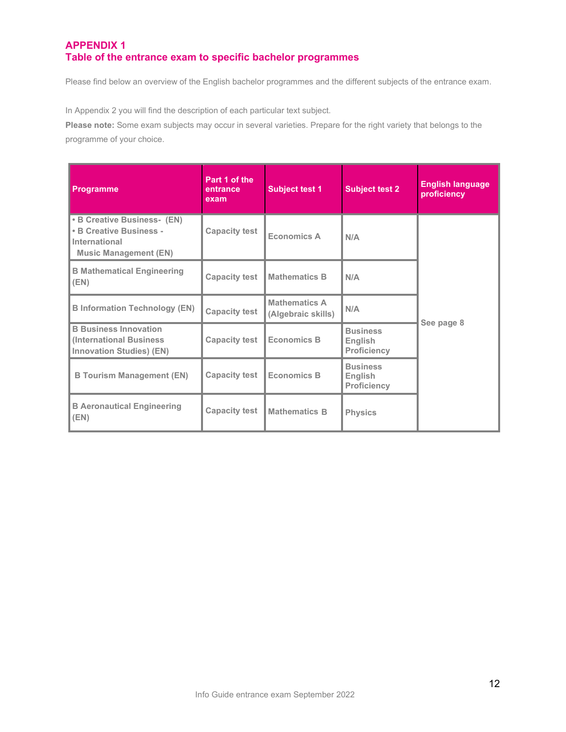## APPENDIX 1
## Table of the entrance exam to specific bachelor programmes

Please find below an overview of the English bachelor programmes and the different subjects of the entrance exam.

In Appendix 2 you will find the description of each particular text subject.

**Please note:** Some exam subjects may occur in several varieties. Prepare for the right variety that belongs to the programme of your choice.

| Programme | Part 1 of the entrance exam | Subject test 1 | Subject test 2 | English language proficiency |
|---|---|---|---|---|
| • B Creative Business- (EN)<br>• B Creative Business - International Music Management (EN) | Capacity test | Economics A | N/A | See page 8 |
| B Mathematical Engineering (EN) | Capacity test | Mathematics B | N/A | |
| B Information Technology (EN) | Capacity test | Mathematics A (Algebraic skills) | N/A | |
| B Business Innovation (International Business Innovation Studies) (EN) | Capacity test | Economics B | Business English Proficiency | |
| B Tourism Management (EN) | Capacity test | Economics B | Business English Proficiency | |
| B Aeronautical Engineering (EN) | Capacity test | Mathematics B | Physics | |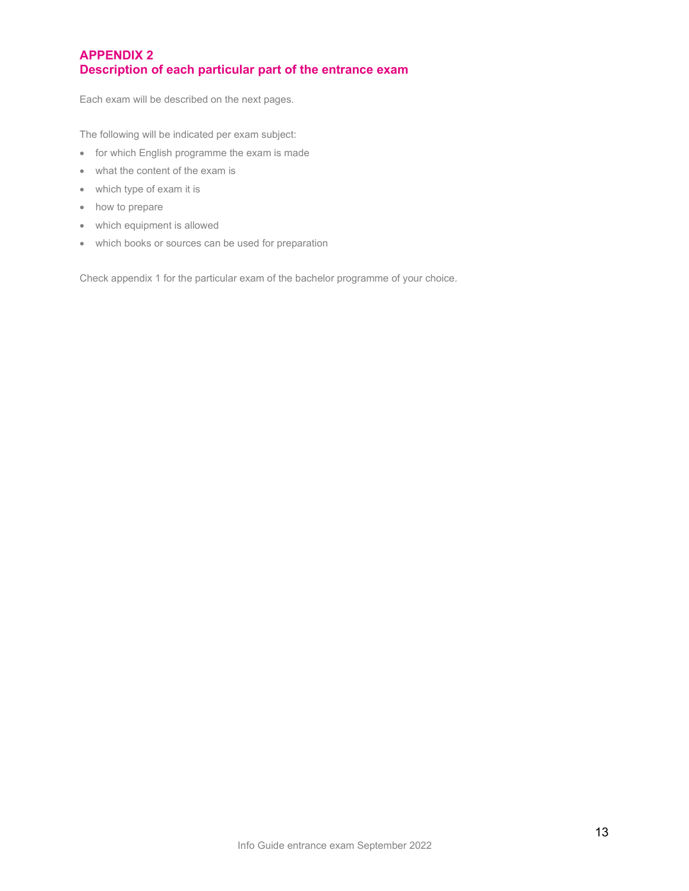## APPENDIX 2
## Description of each particular part of the entrance exam

Each exam will be described on the next pages.

The following will be indicated per exam subject:

- for which English programme the exam is made
- what the content of the exam is
- which type of exam it is
- how to prepare
- which equipment is allowed
- which books or sources can be used for preparation

Check appendix 1 for the particular exam of the bachelor programme of your choice.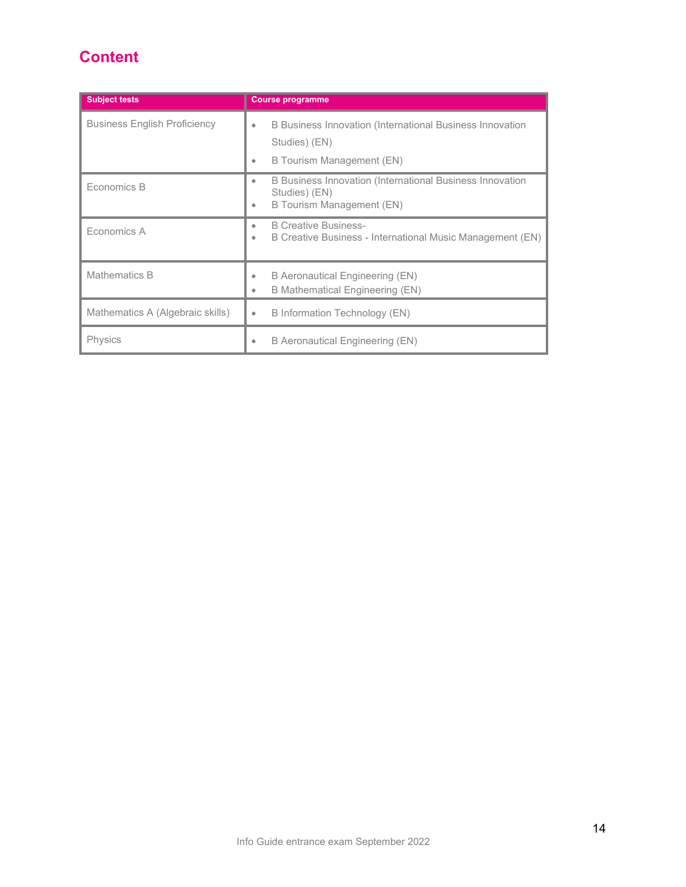## Content

| Subject tests | Course programme |
|---|---|
| Business English Proficiency | • B Business Innovation (International Business Innovation Studies) (EN)<br>• B Tourism Management (EN) |
| Economics B | • B Business Innovation (International Business Innovation Studies) (EN)<br>• B Tourism Management (EN) |
| Economics A | • B Creative Business-<br>• B Creative Business - International Music Management (EN) |
| Mathematics B | • B Aeronautical Engineering (EN)<br>• B Mathematical Engineering (EN) |
| Mathematics A (Algebraic skills) | • B Information Technology (EN) |
| Physics | • B Aeronautical Engineering (EN) |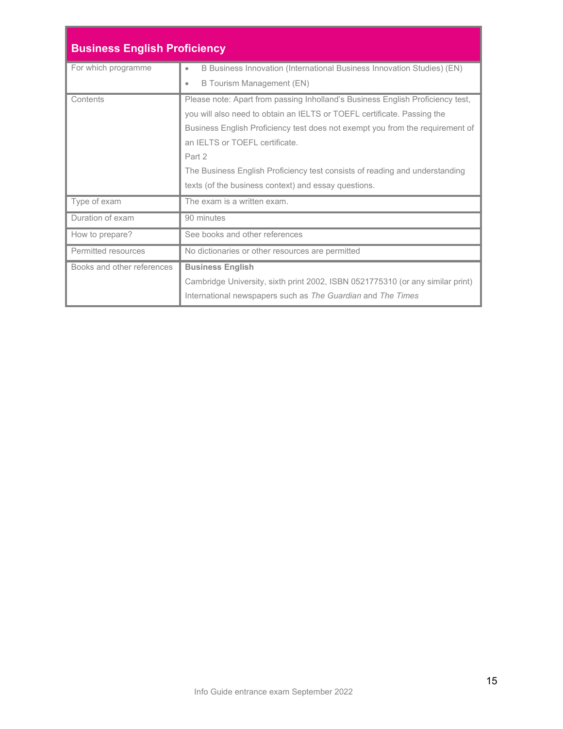## Business English Proficiency

| | |
|---|---|
| For which programme | • B Business Innovation (International Business Innovation Studies) (EN)<br>• B Tourism Management (EN) |
| Contents | Please note: Apart from passing Inholland's Business English Proficiency test, you will also need to obtain an IELTS or TOEFL certificate. Passing the Business English Proficiency test does not exempt you from the requirement of an IELTS or TOEFL certificate.<br>Part 2<br>The Business English Proficiency test consists of reading and understanding texts (of the business context) and essay questions. |
| Type of exam | The exam is a written exam. |
| Duration of exam | 90 minutes |
| How to prepare? | See books and other references |
| Permitted resources | No dictionaries or other resources are permitted |
| Books and other references | **Business English**<br>Cambridge University, sixth print 2002, ISBN 0521775310 (or any similar print)<br>International newspapers such as *The Guardian* and *The Times* |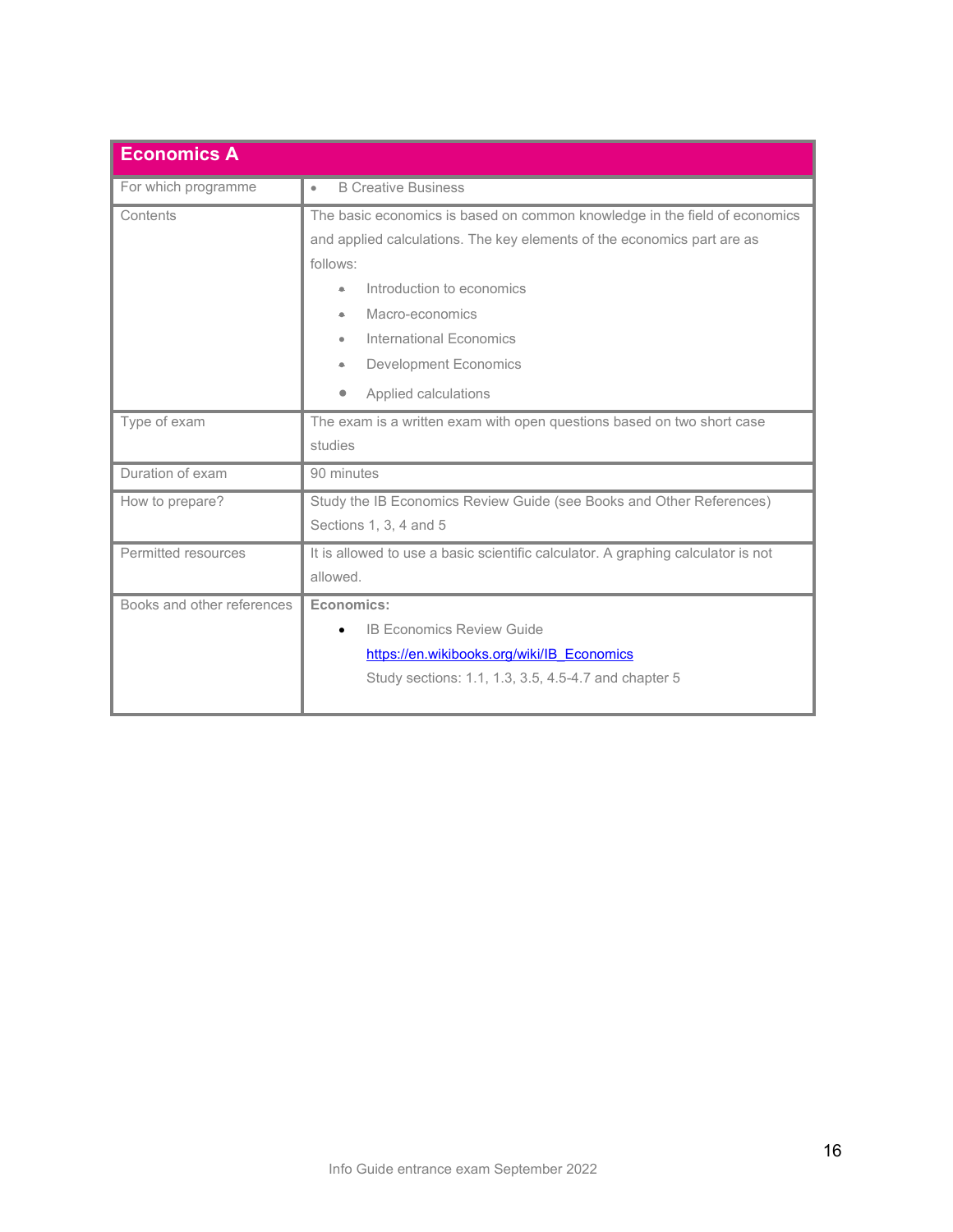| Economics A | |
|---|---|
| For which programme | • B Creative Business |
| Contents | The basic economics is based on common knowledge in the field of economics and applied calculations. The key elements of the economics part are as follows:<br>• Introduction to economics<br>• Macro-economics<br>• International Economics<br>• Development Economics<br>• Applied calculations |
| Type of exam | The exam is a written exam with open questions based on two short case studies |
| Duration of exam | 90 minutes |
| How to prepare? | Study the IB Economics Review Guide (see Books and Other References) Sections 1, 3, 4 and 5 |
| Permitted resources | It is allowed to use a basic scientific calculator. A graphing calculator is not allowed. |
| Books and other references | **Economics:**<br>• IB Economics Review Guide<br>[https://en.wikibooks.org/wiki/IB_Economics](https://en.wikibooks.org/wiki/IB_Economics)<br>Study sections: 1.1, 1.3, 3.5, 4.5-4.7 and chapter 5 |

Info Guide entrance exam September 2022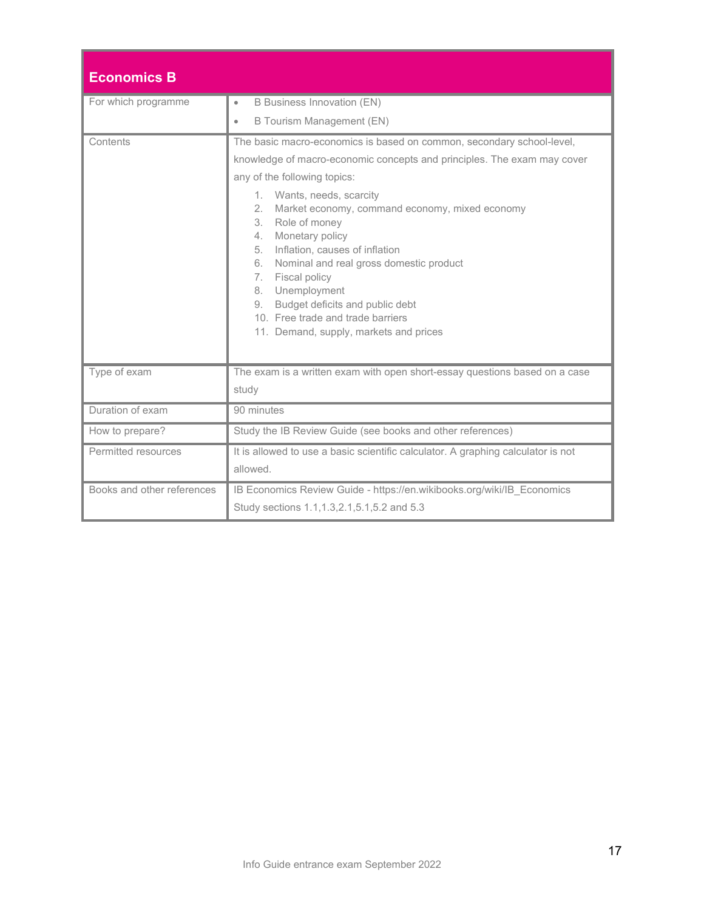## Economics B

| | |
|---|---|
| For which program­me | • B Business Innovation (EN)<br>• B Tourism Management (EN) |
| Contents | The basic macro-economics is based on common, secondary school-level, knowledge of macro-economic concepts and principles. The exam may cover any of the following topics:<br>1. Wants, needs, scarcity<br>2. Market economy, command economy, mixed economy<br>3. Role of money<br>4. Monetary policy<br>5. Inflation, causes of inflation<br>6. Nominal and real gross domestic product<br>7. Fiscal policy<br>8. Unemployment<br>9. Budget deficits and public debt<br>10. Free trade and trade barriers<br>11. Demand, supply, markets and prices |
| Type of exam | The exam is a written exam with open short-essay questions based on a case study |
| Duration of exam | 90 minutes |
| How to prepare? | Study the IB Review Guide (see books and other references) |
| Permitted resources | It is allowed to use a basic scientific calculator. A graphing calculator is not allowed. |
| Books and other references | IB Economics Review Guide - https://en.wikibooks.org/wiki/IB_Economics<br>Study sections 1.1,1.3,2.1,5.1,5.2 and 5.3 |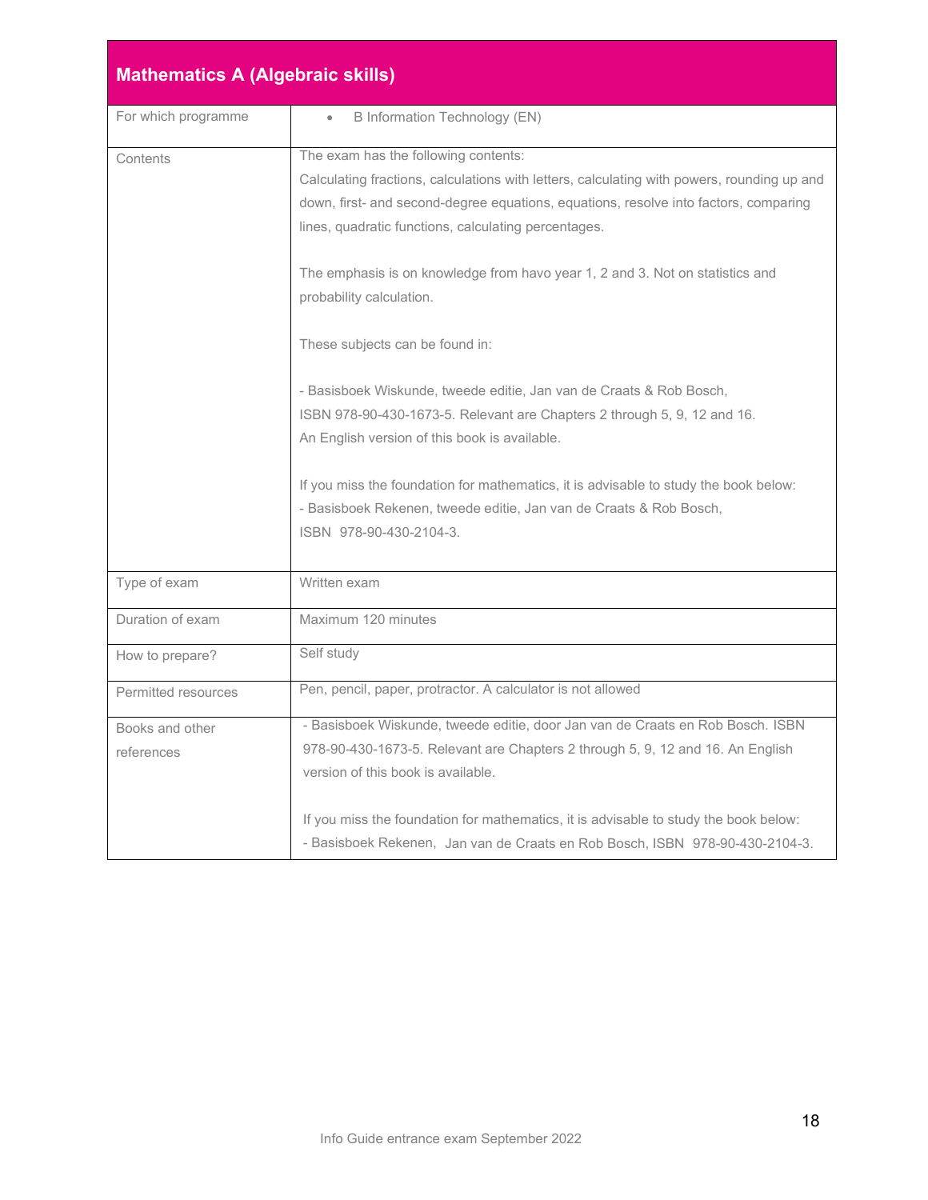## Mathematics A (Algebraic skills)

| | |
|---|---|
| For which programme | • B Information Technology (EN) |
| Contents | The exam has the following contents:<br>Calculating fractions, calculations with letters, calculating with powers, rounding up and down, first- and second-degree equations, equations, resolve into factors, comparing lines, quadratic functions, calculating percentages.<br><br>The emphasis is on knowledge from havo year 1, 2 and 3. Not on statistics and probability calculation.<br><br>These subjects can be found in:<br><br>- Basisboek Wiskunde, tweede editie, Jan van de Craats & Rob Bosch, ISBN 978-90-430-1673-5. Relevant are Chapters 2 through 5, 9, 12 and 16. An English version of this book is available.<br><br>If you miss the foundation for mathematics, it is advisable to study the book below:<br>- Basisboek Rekenen, tweede editie, Jan van de Craats & Rob Bosch, ISBN 978-90-430-2104-3. |
| Type of exam | Written exam |
| Duration of exam | Maximum 120 minutes |
| How to prepare? | Self study |
| Permitted resources | Pen, pencil, paper, protractor. A calculator is not allowed |
| Books and other references | - Basisboek Wiskunde, tweede editie, door Jan van de Craats en Rob Bosch. ISBN 978-90-430-1673-5. Relevant are Chapters 2 through 5, 9, 12 and 16. An English version of this book is available.<br><br>If you miss the foundation for mathematics, it is advisable to study the book below:<br>- Basisboek Rekenen, Jan van de Craats en Rob Bosch, ISBN 978-90-430-2104-3. |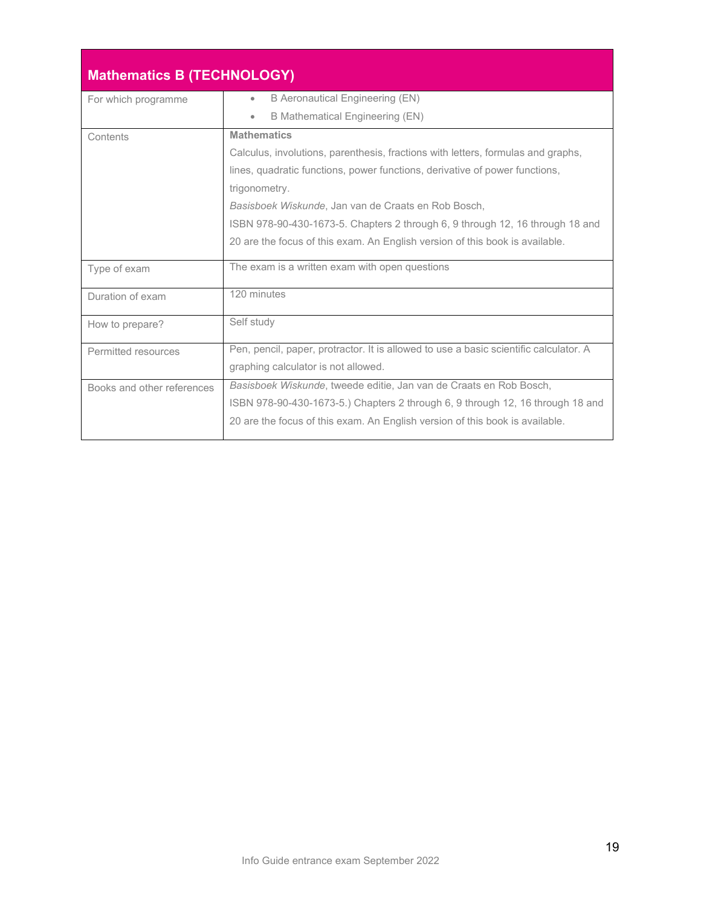## Mathematics B (TECHNOLOGY)

| | |
|---|---|
| For which programme | • B Aeronautical Engineering (EN)<br>• B Mathematical Engineering (EN) |
| Contents | **Mathematics**<br>Calculus, involutions, parenthesis, fractions with letters, formulas and graphs, lines, quadratic functions, power functions, derivative of power functions, trigonometry.<br>*Basisboek Wiskunde*, Jan van de Craats en Rob Bosch, ISBN 978-90-430-1673-5. Chapters 2 through 6, 9 through 12, 16 through 18 and 20 are the focus of this exam. An English version of this book is available. |
| Type of exam | The exam is a written exam with open questions |
| Duration of exam | 120 minutes |
| How to prepare? | Self study |
| Permitted resources | Pen, pencil, paper, protractor. It is allowed to use a basic scientific calculator. A graphing calculator is not allowed. |
| Books and other references | *Basisboek Wiskunde*, tweede editie, Jan van de Craats en Rob Bosch, ISBN 978-90-430-1673-5.) Chapters 2 through 6, 9 through 12, 16 through 18 and 20 are the focus of this exam. An English version of this book is available. |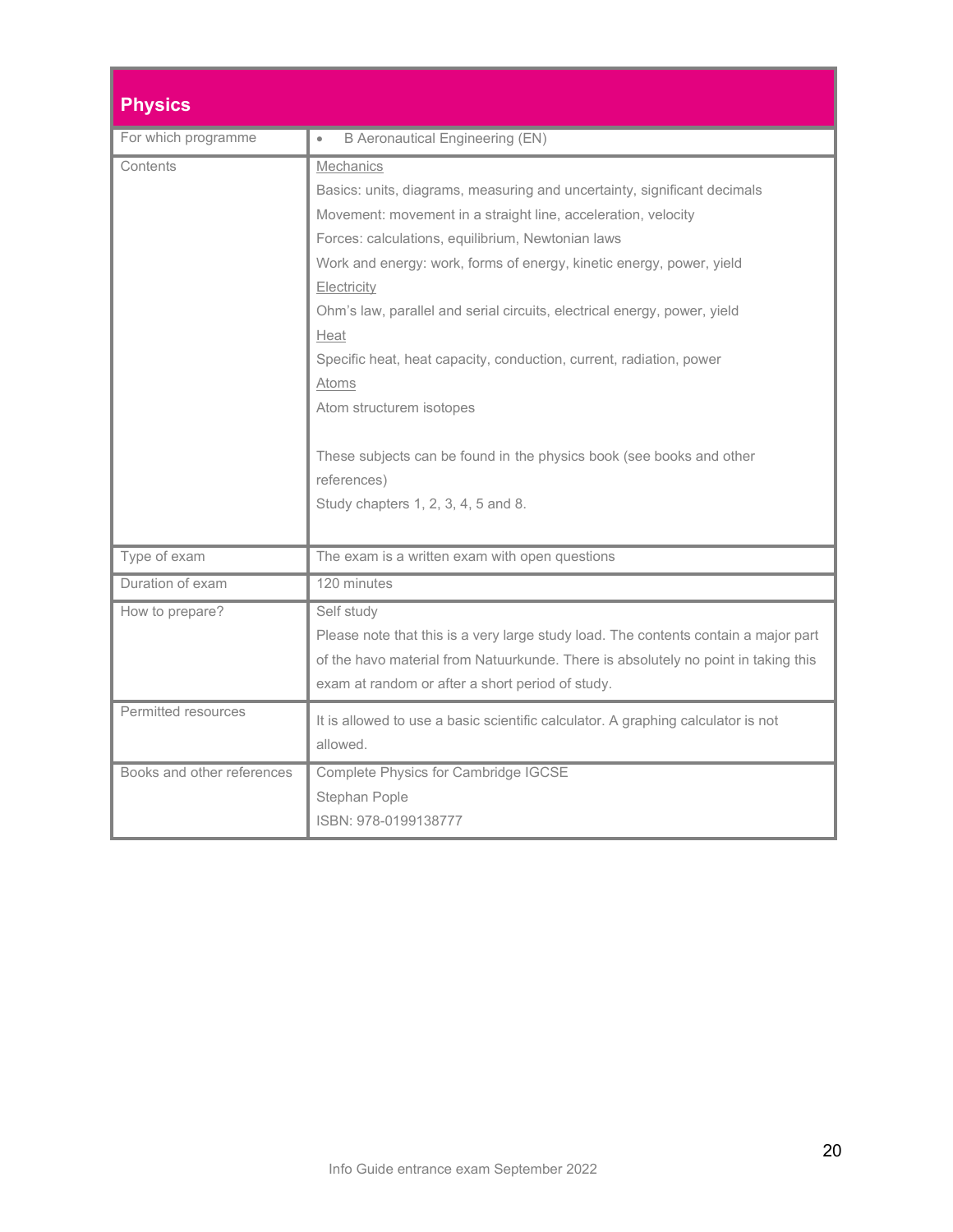## Physics

| | |
|---|---|
| For which programme | • B Aeronautical Engineering (EN) |
| Contents | Mechanics<br>Basics: units, diagrams, measuring and uncertainty, significant decimals<br>Movement: movement in a straight line, acceleration, velocity<br>Forces: calculations, equilibrium, Newtonian laws<br>Work and energy: work, forms of energy, kinetic energy, power, yield<br>Electricity<br>Ohm's law, parallel and serial circuits, electrical energy, power, yield<br>Heat<br>Specific heat, heat capacity, conduction, current, radiation, power<br>Atoms<br>Atom structurem isotopes<br><br>These subjects can be found in the physics book (see books and other references)<br>Study chapters 1, 2, 3, 4, 5 and 8. |
| Type of exam | The exam is a written exam with open questions |
| Duration of exam | 120 minutes |
| How to prepare? | Self study<br>Please note that this is a very large study load. The contents contain a major part of the havo material from Natuurkunde. There is absolutely no point in taking this exam at random or after a short period of study. |
| Permitted resources | It is allowed to use a basic scientific calculator. A graphing calculator is not allowed. |
| Books and other references | Complete Physics for Cambridge IGCSE<br>Stephan Pople<br>ISBN: 978-0199138777 |

Info Guide entrance exam September 2022